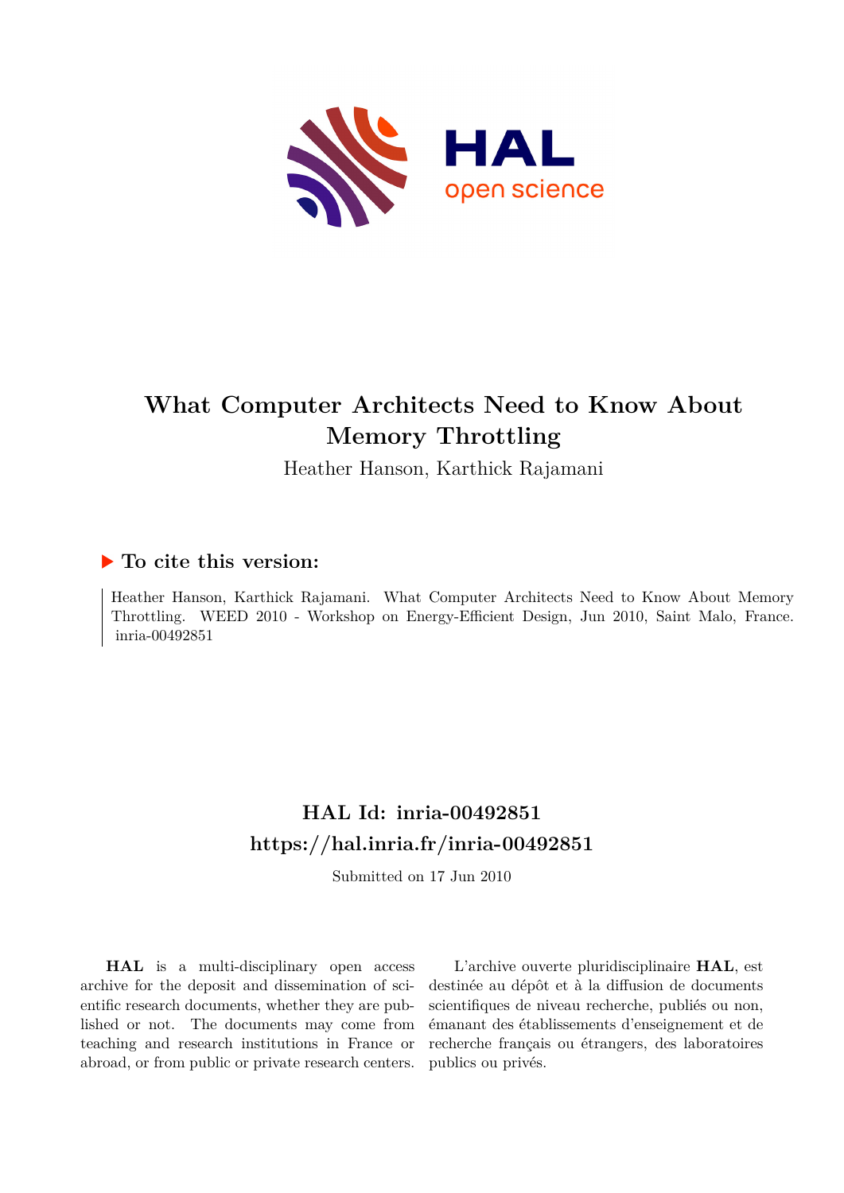# What Computer Architects Need to Know About Memory Throttling

Heather Hanson, Karthick Rajamani

## ▶ To cite this version:

Heather Hanson, Karthick Rajamani. What Computer Architects Need to Know About Memory Throttling. WEED 2010 - Workshop on Energy-Efficient Design, Jun 2010, Saint Malo, France. inria-00492851

## HAL Id: inria-00492851

## https://hal.inria.fr/inria-00492851

Submitted on 17 Jun 2010

**HAL** is a multi-disciplinary open access archive for the deposit and dissemination of scientific research documents, whether they are published or not. The documents may come from teaching and research institutions in France or abroad, or from public or private research centers.

L'archive ouverte pluridisciplinaire **HAL**, est destinée au dépôt et à la diffusion de documents scientifiques de niveau recherche, publiés ou non, émanant des établissements d'enseignement et de recherche français ou étrangers, des laboratoires publics ou privés.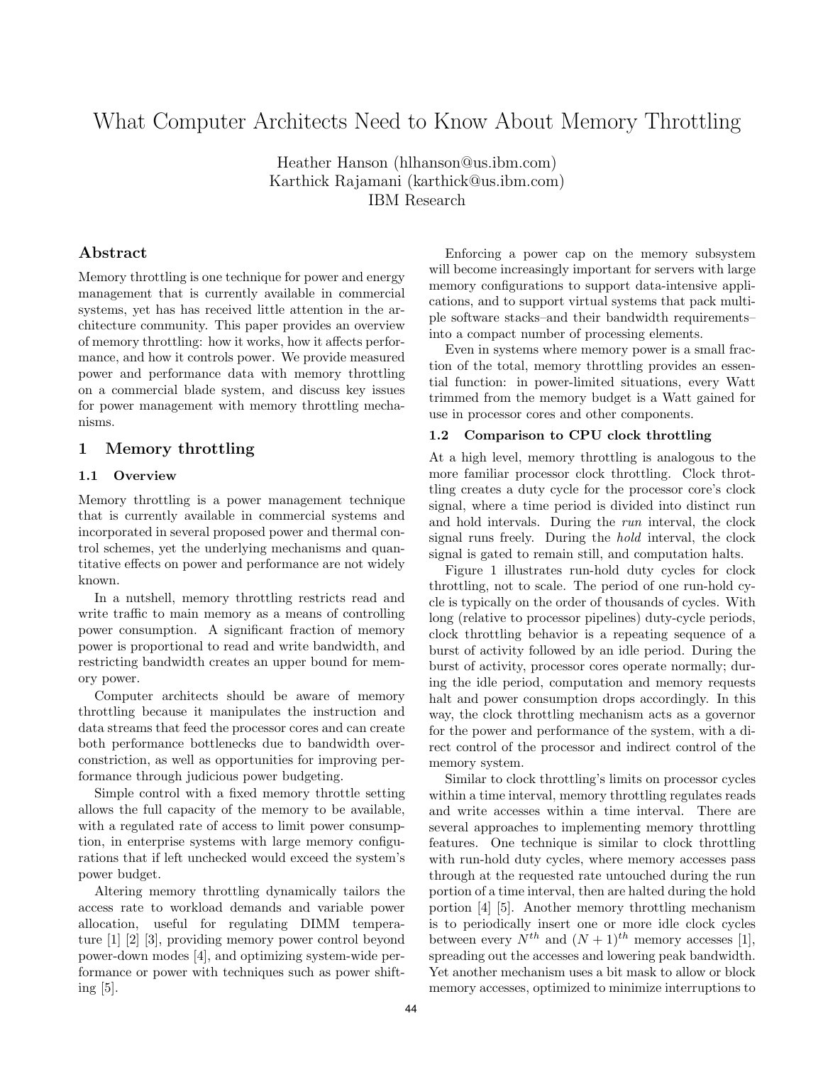# What Computer Architects Need to Know About Memory Throttling

Heather Hanson (hlhanson@us.ibm.com)
Karthick Rajamani (karthick@us.ibm.com)
IBM Research

## Abstract

Memory throttling is one technique for power and energy management that is currently available in commercial systems, yet has has received little attention in the architecture community. This paper provides an overview of memory throttling: how it works, how it affects performance, and how it controls power. We provide measured power and performance data with memory throttling on a commercial blade system, and discuss key issues for power management with memory throttling mechanisms.

## 1 Memory throttling

### 1.1 Overview

Memory throttling is a power management technique that is currently available in commercial systems and incorporated in several proposed power and thermal control schemes, yet the underlying mechanisms and quantitative effects on power and performance are not widely known.

In a nutshell, memory throttling restricts read and write traffic to main memory as a means of controlling power consumption. A significant fraction of memory power is proportional to read and write bandwidth, and restricting bandwidth creates an upper bound for memory power.

Computer architects should be aware of memory throttling because it manipulates the instruction and data streams that feed the processor cores and can create both performance bottlenecks due to bandwidth overconstriction, as well as opportunities for improving performance through judicious power budgeting.

Simple control with a fixed memory throttle setting allows the full capacity of the memory to be available, with a regulated rate of access to limit power consumption, in enterprise systems with large memory configurations that if left unchecked would exceed the system's power budget.

Altering memory throttling dynamically tailors the access rate to workload demands and variable power allocation, useful for regulating DIMM temperature [1] [2] [3], providing memory power control beyond power-down modes [4], and optimizing system-wide performance or power with techniques such as power shifting [5].

Enforcing a power cap on the memory subsystem will become increasingly important for servers with large memory configurations to support data-intensive applications, and to support virtual systems that pack multiple software stacks–and their bandwidth requirements–into a compact number of processing elements.

Even in systems where memory power is a small fraction of the total, memory throttling provides an essential function: in power-limited situations, every Watt trimmed from the memory budget is a Watt gained for use in processor cores and other components.

### 1.2 Comparison to CPU clock throttling

At a high level, memory throttling is analogous to the more familiar processor clock throttling. Clock throttling creates a duty cycle for the processor core's clock signal, where a time period is divided into distinct run and hold intervals. During the *run* interval, the clock signal runs freely. During the *hold* interval, the clock signal is gated to remain still, and computation halts.

Figure 1 illustrates run-hold duty cycles for clock throttling, not to scale. The period of one run-hold cycle is typically on the order of thousands of cycles. With long (relative to processor pipelines) duty-cycle periods, clock throttling behavior is a repeating sequence of a burst of activity followed by an idle period. During the burst of activity, processor cores operate normally; during the idle period, computation and memory requests halt and power consumption drops accordingly. In this way, the clock throttling mechanism acts as a governor for the power and performance of the system, with a direct control of the processor and indirect control of the memory system.

Similar to clock throttling's limits on processor cycles within a time interval, memory throttling regulates reads and write accesses within a time interval. There are several approaches to implementing memory throttling features. One technique is similar to clock throttling with run-hold duty cycles, where memory accesses pass through at the requested rate untouched during the run portion of a time interval, then are halted during the hold portion [4] [5]. Another memory throttling mechanism is to periodically insert one or more idle clock cycles between every $N^{th}$ and $(N+1)^{th}$ memory accesses [1], spreading out the accesses and lowering peak bandwidth. Yet another mechanism uses a bit mask to allow or block memory accesses, optimized to minimize interruptions to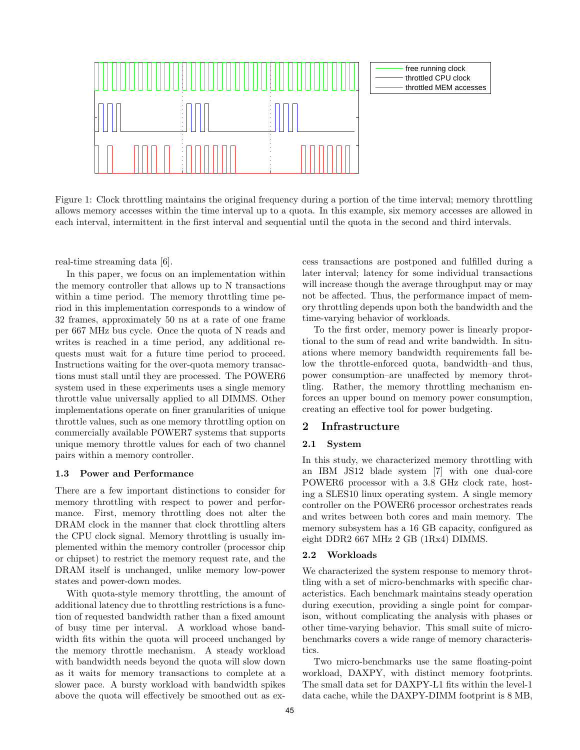free running clock
throttled CPU clock
throttled MEM accesses

Figure 1: Clock throttling maintains the original frequency during a portion of the time interval; memory throttling allows memory accesses within the time interval up to a quota. In this example, six memory accesses are allowed in each interval, intermittent in the first interval and sequential until the quota in the second and third intervals.

real-time streaming data [6].

In this paper, we focus on an implementation within the memory controller that allows up to N transactions within a time period. The memory throttling time period in this implementation corresponds to a window of 32 frames, approximately 50 ns at a rate of one frame per 667 MHz bus cycle. Once the quota of N reads and writes is reached in a time period, any additional requests must wait for a future time period to proceed. Instructions waiting for the over-quota memory transactions must stall until they are processed. The POWER6 system used in these experiments uses a single memory throttle value universally applied to all DIMMS. Other implementations operate on finer granularities of unique throttle values, such as one memory throttling option on commercially available POWER7 systems that supports unique memory throttle values for each of two channel pairs within a memory controller.

### 1.3 Power and Performance

There are a few important distinctions to consider for memory throttling with respect to power and performance. First, memory throttling does not alter the DRAM clock in the manner that clock throttling alters the CPU clock signal. Memory throttling is usually implemented within the memory controller (processor chip or chipset) to restrict the memory request rate, and the DRAM itself is unchanged, unlike memory low-power states and power-down modes.

With quota-style memory throttling, the amount of additional latency due to throttling restrictions is a function of requested bandwidth rather than a fixed amount of busy time per interval. A workload whose bandwidth fits within the quota will proceed unchanged by the memory throttle mechanism. A steady workload with bandwidth needs beyond the quota will slow down as it waits for memory transactions to complete at a slower pace. A bursty workload with bandwidth spikes above the quota will effectively be smoothed out as excess transactions are postponed and fulfilled during a later interval; latency for some individual transactions will increase though the average throughput may or may not be affected. Thus, the performance impact of memory throttling depends upon both the bandwidth and the time-varying behavior of workloads.

To the first order, memory power is linearly proportional to the sum of read and write bandwidth. In situations where memory bandwidth requirements fall below the throttle-enforced quota, bandwidth–and thus, power consumption–are unaffected by memory throttling. Rather, the memory throttling mechanism enforces an upper bound on memory power consumption, creating an effective tool for power budgeting.

## 2 Infrastructure

### 2.1 System

In this study, we characterized memory throttling with an IBM JS12 blade system [7] with one dual-core POWER6 processor with a 3.8 GHz clock rate, hosting a SLES10 linux operating system. A single memory controller on the POWER6 processor orchestrates reads and writes between both cores and main memory. The memory subsystem has a 16 GB capacity, configured as eight DDR2 667 MHz 2 GB (1Rx4) DIMMS.

### 2.2 Workloads

We characterized the system response to memory throttling with a set of micro-benchmarks with specific characteristics. Each benchmark maintains steady operation during execution, providing a single point for comparison, without complicating the analysis with phases or other time-varying behavior. This small suite of micro-benchmarks covers a wide range of memory characteristics.

Two micro-benchmarks use the same floating-point workload, DAXPY, with distinct memory footprints. The small data set for DAXPY-L1 fits within the level-1 data cache, while the DAXPY-DIMM footprint is 8 MB,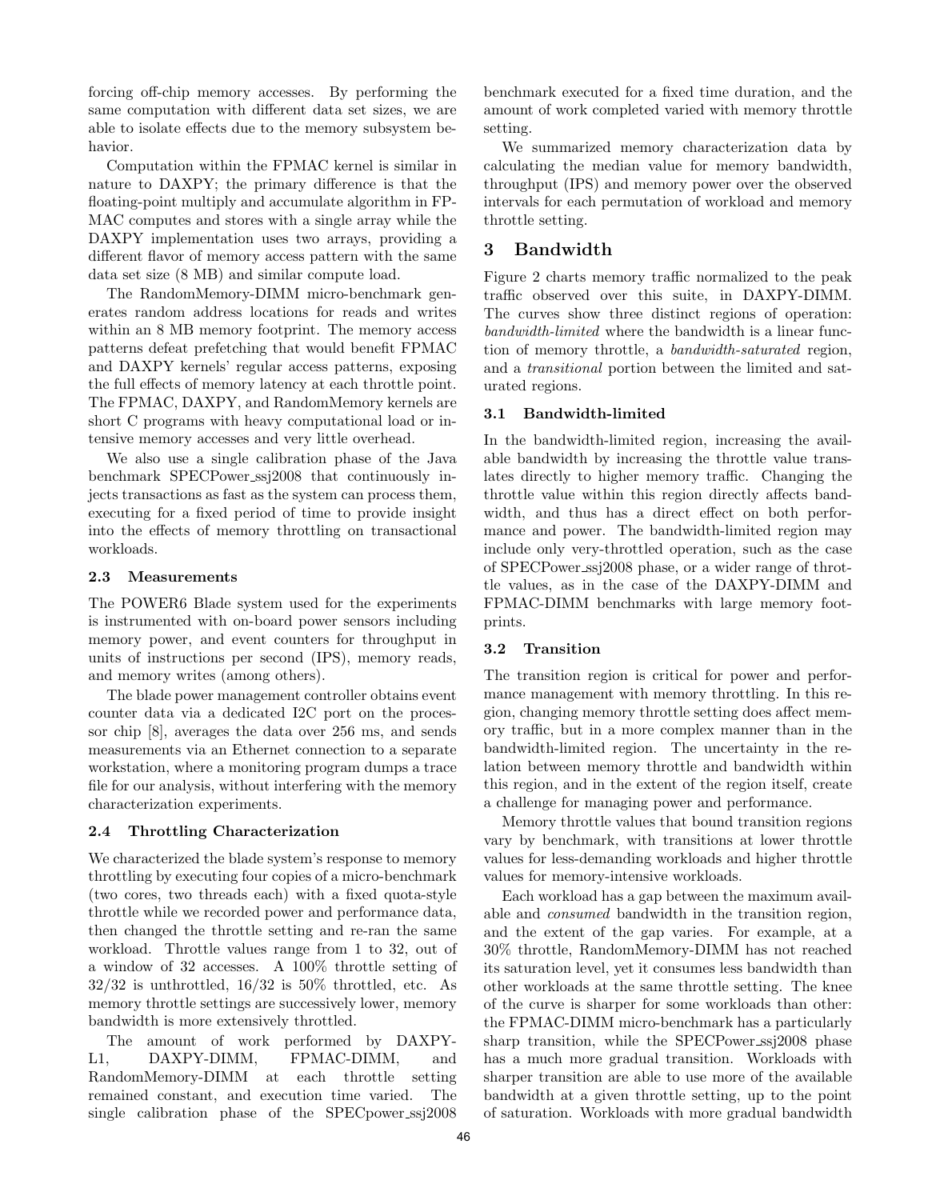forcing off-chip memory accesses. By performing the same computation with different data set sizes, we are able to isolate effects due to the memory subsystem behavior.

Computation within the FPMAC kernel is similar in nature to DAXPY; the primary difference is that the floating-point multiply and accumulate algorithm in FPMAC computes and stores with a single array while the DAXPY implementation uses two arrays, providing a different flavor of memory access pattern with the same data set size (8 MB) and similar compute load.

The RandomMemory-DIMM micro-benchmark generates random address locations for reads and writes within an 8 MB memory footprint. The memory access patterns defeat prefetching that would benefit FPMAC and DAXPY kernels' regular access patterns, exposing the full effects of memory latency at each throttle point. The FPMAC, DAXPY, and RandomMemory kernels are short C programs with heavy computational load or intensive memory accesses and very little overhead.

We also use a single calibration phase of the Java benchmark SPECPower_ssj2008 that continuously injects transactions as fast as the system can process them, executing for a fixed period of time to provide insight into the effects of memory throttling on transactional workloads.

### 2.3 Measurements

The POWER6 Blade system used for the experiments is instrumented with on-board power sensors including memory power, and event counters for throughput in units of instructions per second (IPS), memory reads, and memory writes (among others).

The blade power management controller obtains event counter data via a dedicated I2C port on the processor chip [8], averages the data over 256 ms, and sends measurements via an Ethernet connection to a separate workstation, where a monitoring program dumps a trace file for our analysis, without interfering with the memory characterization experiments.

### 2.4 Throttling Characterization

We characterized the blade system's response to memory throttling by executing four copies of a micro-benchmark (two cores, two threads each) with a fixed quota-style throttle while we recorded power and performance data, then changed the throttle setting and re-ran the same workload. Throttle values range from 1 to 32, out of a window of 32 accesses. A 100% throttle setting of 32/32 is unthrottled, 16/32 is 50% throttled, etc. As memory throttle settings are successively lower, memory bandwidth is more extensively throttled.

The amount of work performed by DAXPY-L1, DAXPY-DIMM, FPMAC-DIMM, and RandomMemory-DIMM at each throttle setting remained constant, and execution time varied. The single calibration phase of the SPECpower_ssj2008 benchmark executed for a fixed time duration, and the amount of work completed varied with memory throttle setting.

We summarized memory characterization data by calculating the median value for memory bandwidth, throughput (IPS) and memory power over the observed intervals for each permutation of workload and memory throttle setting.

## 3 Bandwidth

Figure 2 charts memory traffic normalized to the peak traffic observed over this suite, in DAXPY-DIMM. The curves show three distinct regions of operation: *bandwidth-limited* where the bandwidth is a linear function of memory throttle, a *bandwidth-saturated* region, and a *transitional* portion between the limited and saturated regions.

### 3.1 Bandwidth-limited

In the bandwidth-limited region, increasing the available bandwidth by increasing the throttle value translates directly to higher memory traffic. Changing the throttle value within this region directly affects bandwidth, and thus has a direct effect on both performance and power. The bandwidth-limited region may include only very-throttled operation, such as the case of SPECPower_ssj2008 phase, or a wider range of throttle values, as in the case of the DAXPY-DIMM and FPMAC-DIMM benchmarks with large memory footprints.

### 3.2 Transition

The transition region is critical for power and performance management with memory throttling. In this region, changing memory throttle setting does affect memory traffic, but in a more complex manner than in the bandwidth-limited region. The uncertainty in the relation between memory throttle and bandwidth within this region, and in the extent of the region itself, create a challenge for managing power and performance.

Memory throttle values that bound transition regions vary by benchmark, with transitions at lower throttle values for less-demanding workloads and higher throttle values for memory-intensive workloads.

Each workload has a gap between the maximum available and *consumed* bandwidth in the transition region, and the extent of the gap varies. For example, at a 30% throttle, RandomMemory-DIMM has not reached its saturation level, yet it consumes less bandwidth than other workloads at the same throttle setting. The knee of the curve is sharper for some workloads than other: the FPMAC-DIMM micro-benchmark has a particularly sharp transition, while the SPECPower_ssj2008 phase has a much more gradual transition. Workloads with sharper transition are able to use more of the available bandwidth at a given throttle setting, up to the point of saturation. Workloads with more gradual bandwidth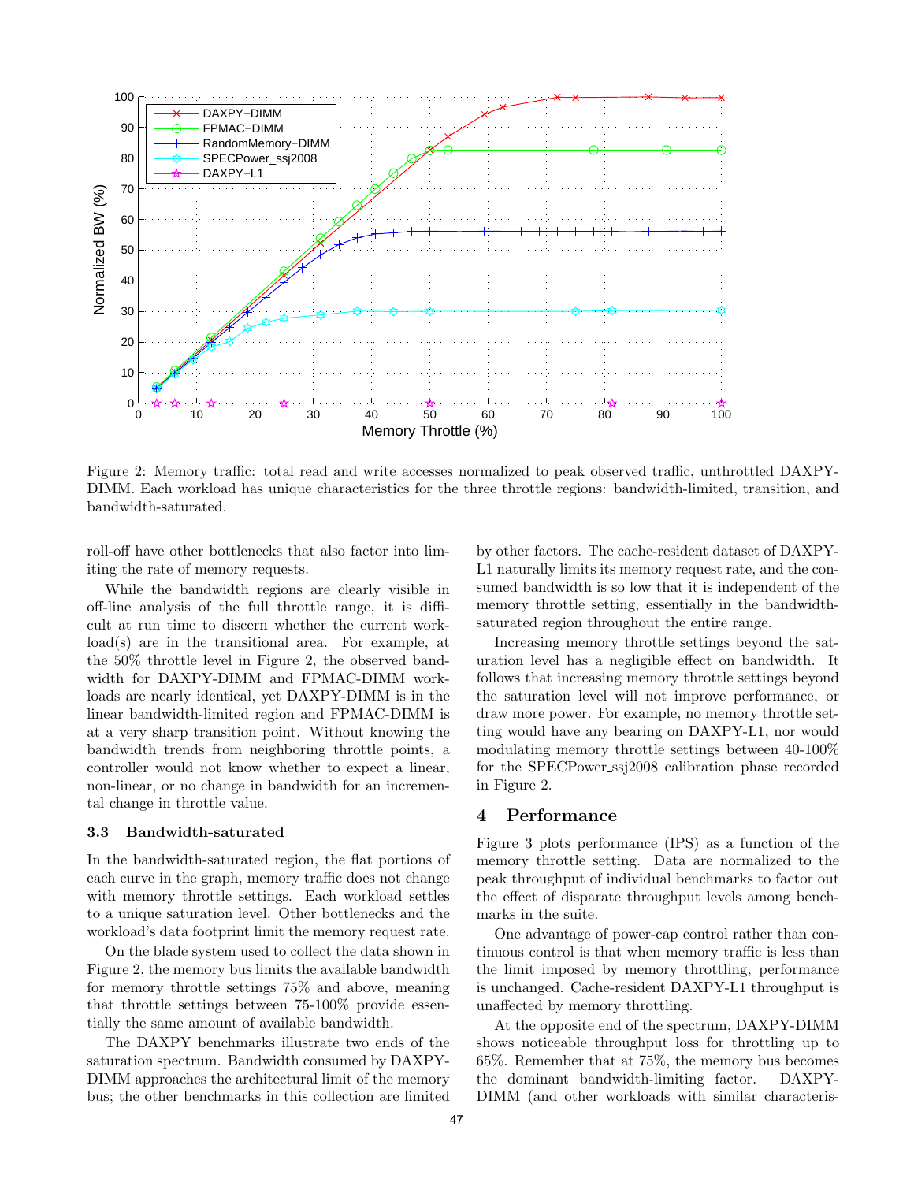Figure 2: Memory traffic: total read and write accesses normalized to peak observed traffic, unthrottled DAXPY-DIMM. Each workload has unique characteristics for the three throttle regions: bandwidth-limited, transition, and bandwidth-saturated.

roll-off have other bottlenecks that also factor into limiting the rate of memory requests.

While the bandwidth regions are clearly visible in off-line analysis of the full throttle range, it is difficult at run time to discern whether the current workload(s) are in the transitional area. For example, at the 50% throttle level in Figure 2, the observed bandwidth for DAXPY-DIMM and FPMAC-DIMM workloads are nearly identical, yet DAXPY-DIMM is in the linear bandwidth-limited region and FPMAC-DIMM is at a very sharp transition point. Without knowing the bandwidth trends from neighboring throttle points, a controller would not know whether to expect a linear, non-linear, or no change in bandwidth for an incremental change in throttle value.

### 3.3 Bandwidth-saturated

In the bandwidth-saturated region, the flat portions of each curve in the graph, memory traffic does not change with memory throttle settings. Each workload settles to a unique saturation level. Other bottlenecks and the workload's data footprint limit the memory request rate.

On the blade system used to collect the data shown in Figure 2, the memory bus limits the available bandwidth for memory throttle settings 75% and above, meaning that throttle settings between 75-100% provide essentially the same amount of available bandwidth.

The DAXPY benchmarks illustrate two ends of the saturation spectrum. Bandwidth consumed by DAXPY-DIMM approaches the architectural limit of the memory bus; the other benchmarks in this collection are limited by other factors. The cache-resident dataset of DAXPY-L1 naturally limits its memory request rate, and the consumed bandwidth is so low that it is independent of the memory throttle setting, essentially in the bandwidth-saturated region throughout the entire range.

Increasing memory throttle settings beyond the saturation level has a negligible effect on bandwidth. It follows that increasing memory throttle settings beyond the saturation level will not improve performance, or draw more power. For example, no memory throttle setting would have any bearing on DAXPY-L1, nor would modulating memory throttle settings between 40-100% for the SPECPower_ssj2008 calibration phase recorded in Figure 2.

## 4 Performance

Figure 3 plots performance (IPS) as a function of the memory throttle setting. Data are normalized to the peak throughput of individual benchmarks to factor out the effect of disparate throughput levels among benchmarks in the suite.

One advantage of power-cap control rather than continuous control is that when memory traffic is less than the limit imposed by memory throttling, performance is unchanged. Cache-resident DAXPY-L1 throughput is unaffected by memory throttling.

At the opposite end of the spectrum, DAXPY-DIMM shows noticeable throughput loss for throttling up to 65%. Remember that at 75%, the memory bus becomes the dominant bandwidth-limiting factor. DAXPY-DIMM (and other workloads with similar characteris-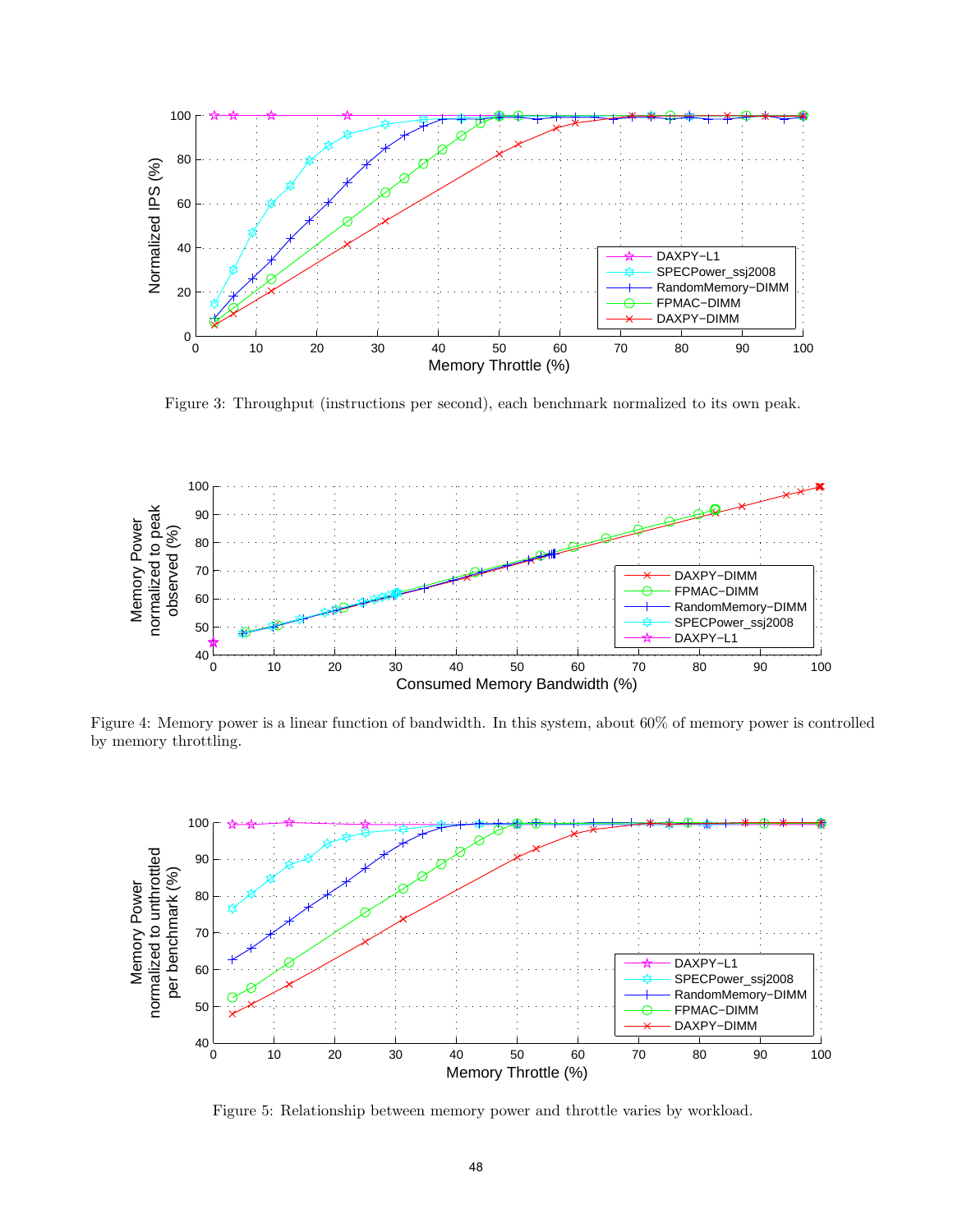Figure 3: Throughput (instructions per second), each benchmark normalized to its own peak.

Figure 4: Memory power is a linear function of bandwidth. In this system, about 60% of memory power is controlled by memory throttling.

Figure 5: Relationship between memory power and throttle varies by workload.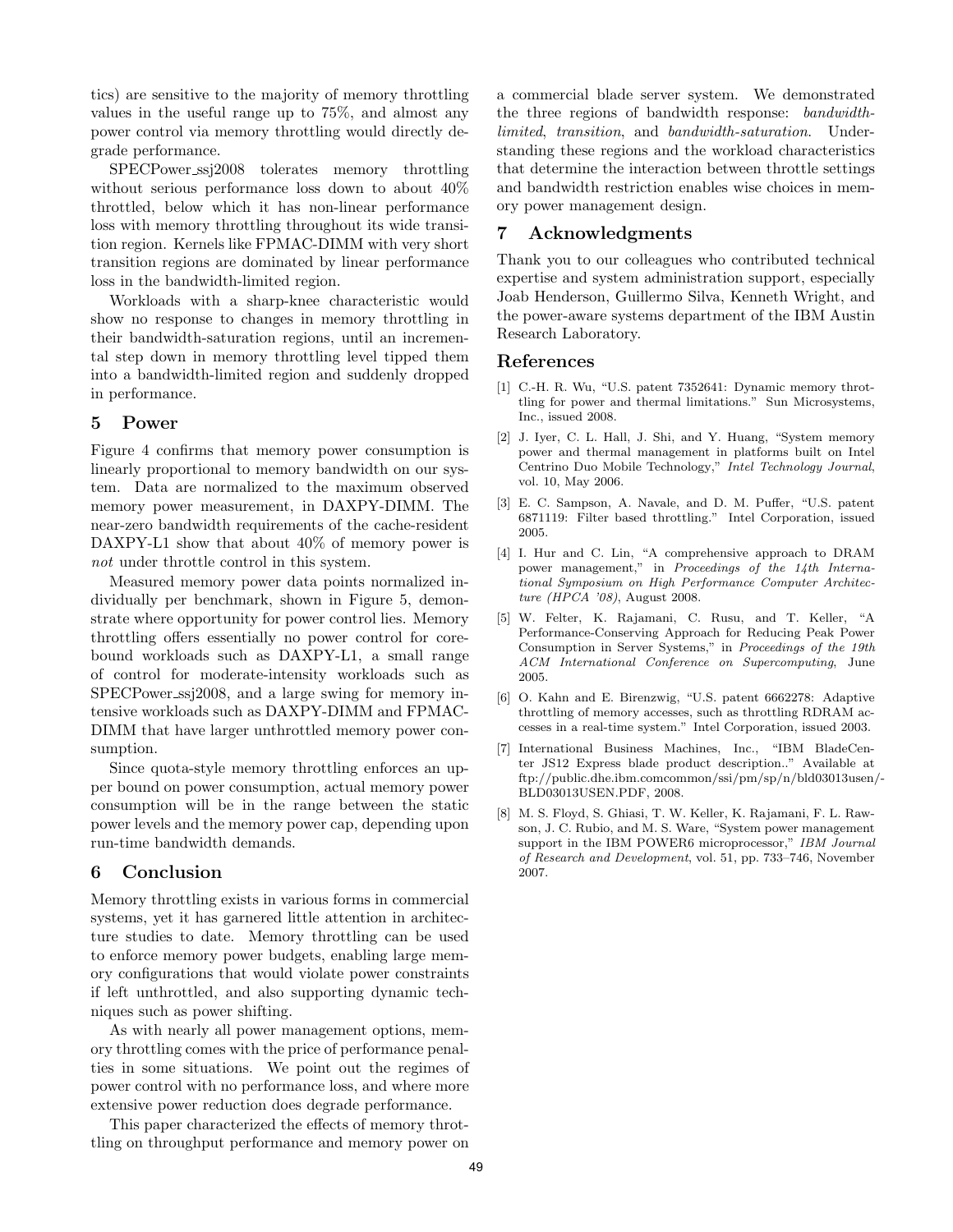tics) are sensitive to the majority of memory throttling values in the useful range up to 75%, and almost any power control via memory throttling would directly degrade performance.

SPECPower_ssj2008 tolerates memory throttling without serious performance loss down to about 40% throttled, below which it has non-linear performance loss with memory throttling throughout its wide transition region. Kernels like FPMAC-DIMM with very short transition regions are dominated by linear performance loss in the bandwidth-limited region.

Workloads with a sharp-knee characteristic would show no response to changes in memory throttling in their bandwidth-saturation regions, until an incremental step down in memory throttling level tipped them into a bandwidth-limited region and suddenly dropped in performance.

## 5 Power

Figure 4 confirms that memory power consumption is linearly proportional to memory bandwidth on our system. Data are normalized to the maximum observed memory power measurement, in DAXPY-DIMM. The near-zero bandwidth requirements of the cache-resident DAXPY-L1 show that about 40% of memory power is *not* under throttle control in this system.

Measured memory power data points normalized individually per benchmark, shown in Figure 5, demonstrate where opportunity for power control lies. Memory throttling offers essentially no power control for core-bound workloads such as DAXPY-L1, a small range of control for moderate-intensity workloads such as SPECPower_ssj2008, and a large swing for memory intensive workloads such as DAXPY-DIMM and FPMAC-DIMM that have larger unthrottled memory power consumption.

Since quota-style memory throttling enforces an upper bound on power consumption, actual memory power consumption will be in the range between the static power levels and the memory power cap, depending upon run-time bandwidth demands.

## 6 Conclusion

Memory throttling exists in various forms in commercial systems, yet it has garnered little attention in architecture studies to date. Memory throttling can be used to enforce memory power budgets, enabling large memory configurations that would violate power constraints if left unthrottled, and also supporting dynamic techniques such as power shifting.

As with nearly all power management options, memory throttling comes with the price of performance penalties in some situations. We point out the regimes of power control with no performance loss, and where more extensive power reduction does degrade performance.

This paper characterized the effects of memory throttling on throughput performance and memory power on a commercial blade server system. We demonstrated the three regions of bandwidth response: *bandwidth-limited*, *transition*, and *bandwidth-saturation*. Understanding these regions and the workload characteristics that determine the interaction between throttle settings and bandwidth restriction enables wise choices in memory power management design.

## 7 Acknowledgments

Thank you to our colleagues who contributed technical expertise and system administration support, especially Joab Henderson, Guillermo Silva, Kenneth Wright, and the power-aware systems department of the IBM Austin Research Laboratory.

## References

[1] C.-H. R. Wu, "U.S. patent 7352641: Dynamic memory throttling for power and thermal limitations." Sun Microsystems, Inc., issued 2008.

[2] J. Iyer, C. L. Hall, J. Shi, and Y. Huang, "System memory power and thermal management in platforms built on Intel Centrino Duo Mobile Technology," *Intel Technology Journal*, vol. 10, May 2006.

[3] E. C. Sampson, A. Navale, and D. M. Puffer, "U.S. patent 6871119: Filter based throttling." Intel Corporation, issued 2005.

[4] I. Hur and C. Lin, "A comprehensive approach to DRAM power management," in *Proceedings of the 14th International Symposium on High Performance Computer Architecture (HPCA '08)*, August 2008.

[5] W. Felter, K. Rajamani, C. Rusu, and T. Keller, "A Performance-Conserving Approach for Reducing Peak Power Consumption in Server Systems," in *Proceedings of the 19th ACM International Conference on Supercomputing*, June 2005.

[6] O. Kahn and E. Birenzwig, "U.S. patent 6662278: Adaptive throttling of memory accesses, such as throttling RDRAM accesses in a real-time system." Intel Corporation, issued 2003.

[7] International Business Machines, Inc., "IBM BladeCenter JS12 Express blade product description.." Available at ftp://public.dhe.ibm.comcommon/ssi/pm/sp/n/bld03013usen/-BLD03013USEN.PDF, 2008.

[8] M. S. Floyd, S. Ghiasi, T. W. Keller, K. Rajamani, F. L. Rawson, J. C. Rubio, and M. S. Ware, "System power management support in the IBM POWER6 microprocessor," *IBM Journal of Research and Development*, vol. 51, pp. 733–746, November 2007.